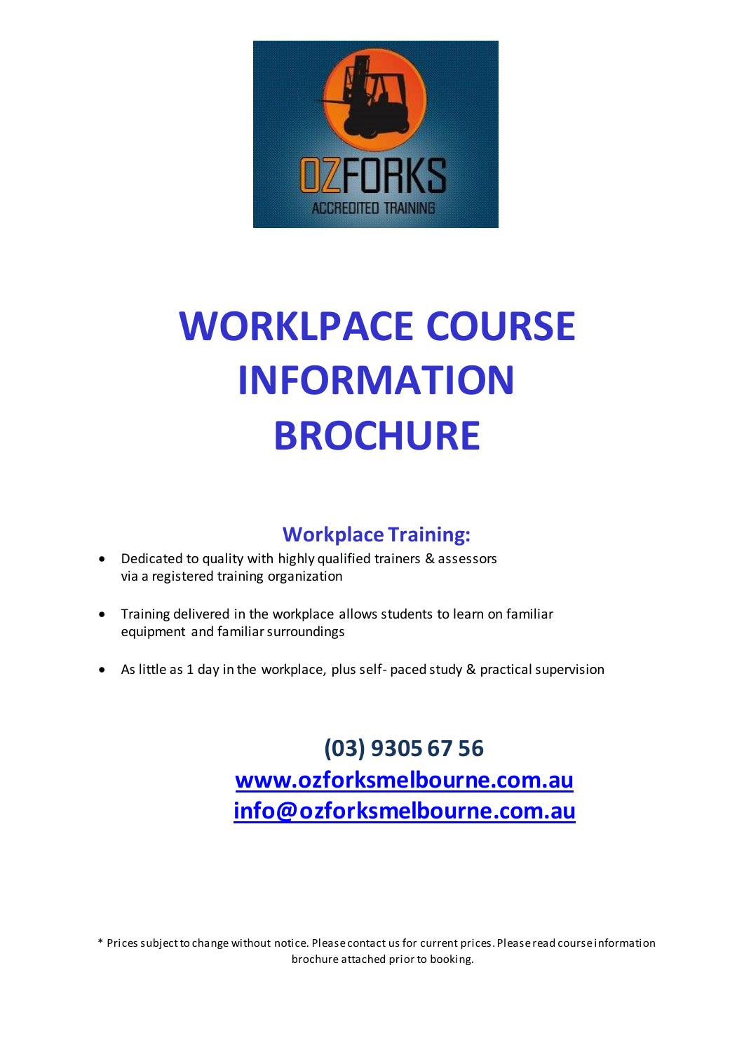# WORKLPACE COURSE INFORMATION BROCHURE

## Workplace Training:

- Dedicated to quality with highly qualified trainers & assessors via a registered training organization
- Training delivered in the workplace allows students to learn on familiar equipment and familiar surroundings
- As little as 1 day in the workplace, plus self- paced study & practical supervision

**(03) 9305 67 56**

**[www.ozforksmelbourne.com.au](http://www.ozforksmelbourne.com.au)**

**[info@ozforksmelbourne.com.au](mailto:info@ozforksmelbourne.com.au)**

* Prices subject to change without notice. Please contact us for current prices. Please read course information brochure attached prior to booking.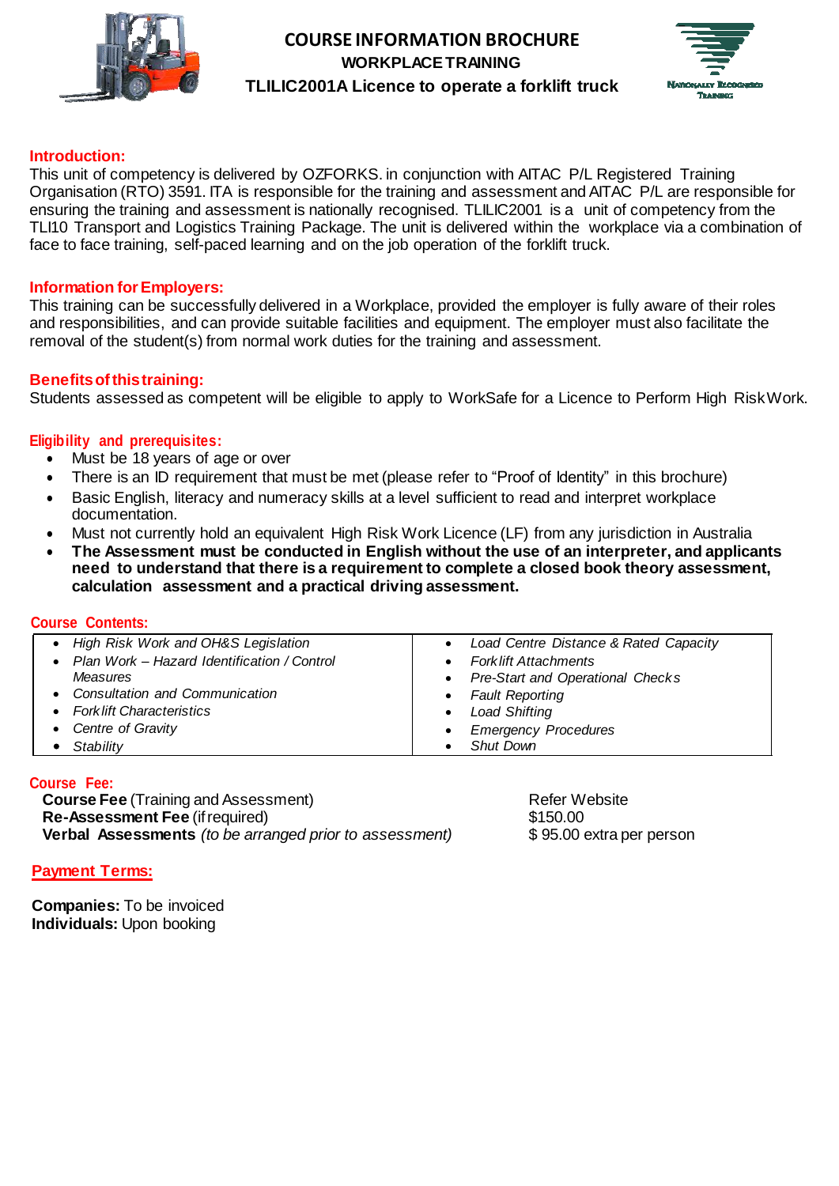# COURSE INFORMATION BROCHURE

## WORKPLACE TRAINING

## TLILIC2001A Licence to operate a forklift truck

Nationally Recognised Training

### Introduction:

This unit of competency is delivered by OZFORKS. in conjunction with AITAC P/L Registered Training Organisation (RTO) 3591. ITA is responsible for the training and assessment and AITAC P/L are responsible for ensuring the training and assessment is nationally recognised. TLILIC2001 is a unit of competency from the TLI10 Transport and Logistics Training Package. The unit is delivered within the workplace via a combination of face to face training, self-paced learning and on the job operation of the forklift truck.

### Information for Employers:

This training can be successfully delivered in a Workplace, provided the employer is fully aware of their roles and responsibilities, and can provide suitable facilities and equipment. The employer must also facilitate the removal of the student(s) from normal work duties for the training and assessment.

### Benefits of this training:

Students assessed as competent will be eligible to apply to WorkSafe for a Licence to Perform High Risk Work.

### Eligibility and prerequisites:

- Must be 18 years of age or over
- There is an ID requirement that must be met (please refer to "Proof of Identity" in this brochure)
- Basic English, literacy and numeracy skills at a level sufficient to read and interpret workplace documentation.
- Must not currently hold an equivalent High Risk Work Licence (LF) from any jurisdiction in Australia
- **The Assessment must be conducted in English without the use of an interpreter, and applicants need to understand that there is a requirement to complete a closed book theory assessment, calculation assessment and a practical driving assessment.**

### Course Contents:

| | |
|---|---|
| • *High Risk Work and OH&S Legislation*<br>• *Plan Work – Hazard Identification / Control Measures*<br>• *Consultation and Communication*<br>• *Forklift Characteristics*<br>• *Centre of Gravity*<br>• *Stability* | • *Load Centre Distance & Rated Capacity*<br>• *Forklift Attachments*<br>• *Pre-Start and Operational Checks*<br>• *Fault Reporting*<br>• *Load Shifting*<br>• *Emergency Procedures*<br>• *Shut Down* |

### Course Fee:

| | |
|---|---|
| **Course Fee** (Training and Assessment) | Refer Website |
| **Re-Assessment Fee** (if required) | $150.00 |
| **Verbal Assessments** *(to be arranged prior to assessment)* | $ 95.00 extra per person |

### Payment Terms:

**Companies:** To be invoiced
**Individuals:** Upon booking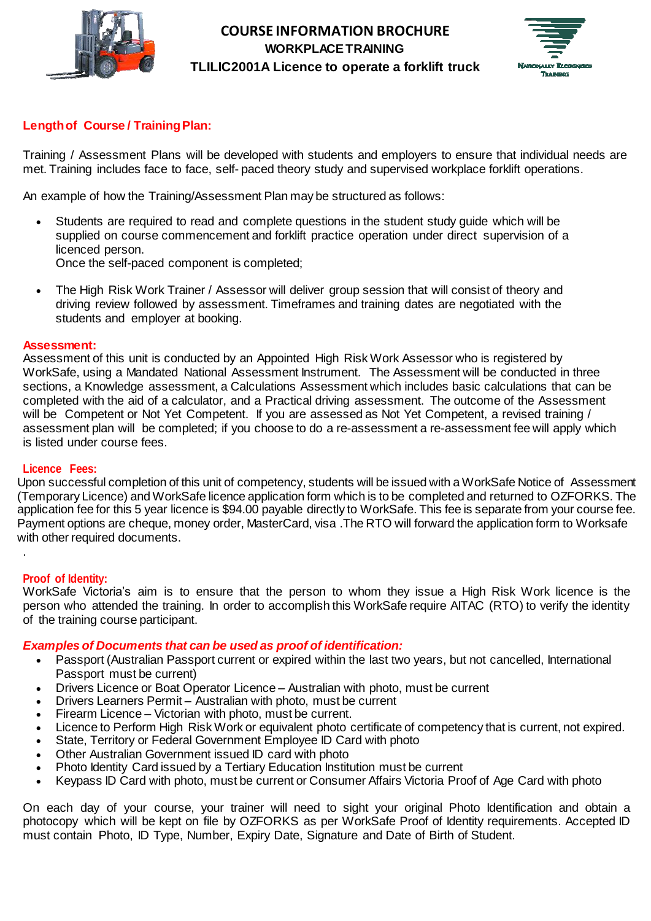# COURSE INFORMATION BROCHURE

## WORKPLACE TRAINING

## TLILIC2001A Licence to operate a forklift truck

### Length of Course / Training Plan:

Training / Assessment Plans will be developed with students and employers to ensure that individual needs are met. Training includes face to face, self- paced theory study and supervised workplace forklift operations.

An example of how the Training/Assessment Plan may be structured as follows:

- Students are required to read and complete questions in the student study guide which will be supplied on course commencement and forklift practice operation under direct supervision of a licenced person.
  Once the self-paced component is completed;
- The High Risk Work Trainer / Assessor will deliver group session that will consist of theory and driving review followed by assessment. Timeframes and training dates are negotiated with the students and employer at booking.

### Assessment:

Assessment of this unit is conducted by an Appointed High Risk Work Assessor who is registered by WorkSafe, using a Mandated National Assessment Instrument. The Assessment will be conducted in three sections, a Knowledge assessment, a Calculations Assessment which includes basic calculations that can be completed with the aid of a calculator, and a Practical driving assessment. The outcome of the Assessment will be Competent or Not Yet Competent. If you are assessed as Not Yet Competent, a revised training / assessment plan will be completed; if you choose to do a re-assessment a re-assessment fee will apply which is listed under course fees.

### Licence Fees:

Upon successful completion of this unit of competency, students will be issued with a WorkSafe Notice of Assessment (Temporary Licence) and WorkSafe licence application form which is to be completed and returned to OZFORKS. The application fee for this 5 year licence is $94.00 payable directly to WorkSafe. This fee is separate from your course fee. Payment options are cheque, money order, MasterCard, visa .The RTO will forward the application form to Worksafe with other required documents.

.

### Proof of Identity:

WorkSafe Victoria's aim is to ensure that the person to whom they issue a High Risk Work licence is the person who attended the training. In order to accomplish this WorkSafe require AITAC (RTO) to verify the identity of the training course participant.

***Examples of Documents that can be used as proof of identification:***

- Passport (Australian Passport current or expired within the last two years, but not cancelled, International Passport must be current)
- Drivers Licence or Boat Operator Licence – Australian with photo, must be current
- Drivers Learners Permit – Australian with photo, must be current
- Firearm Licence – Victorian with photo, must be current.
- Licence to Perform High Risk Work or equivalent photo certificate of competency that is current, not expired.
- State, Territory or Federal Government Employee ID Card with photo
- Other Australian Government issued ID card with photo
- Photo Identity Card issued by a Tertiary Education Institution must be current
- Keypass ID Card with photo, must be current or Consumer Affairs Victoria Proof of Age Card with photo

On each day of your course, your trainer will need to sight your original Photo Identification and obtain a photocopy which will be kept on file by OZFORKS as per WorkSafe Proof of Identity requirements. Accepted ID must contain Photo, ID Type, Number, Expiry Date, Signature and Date of Birth of Student.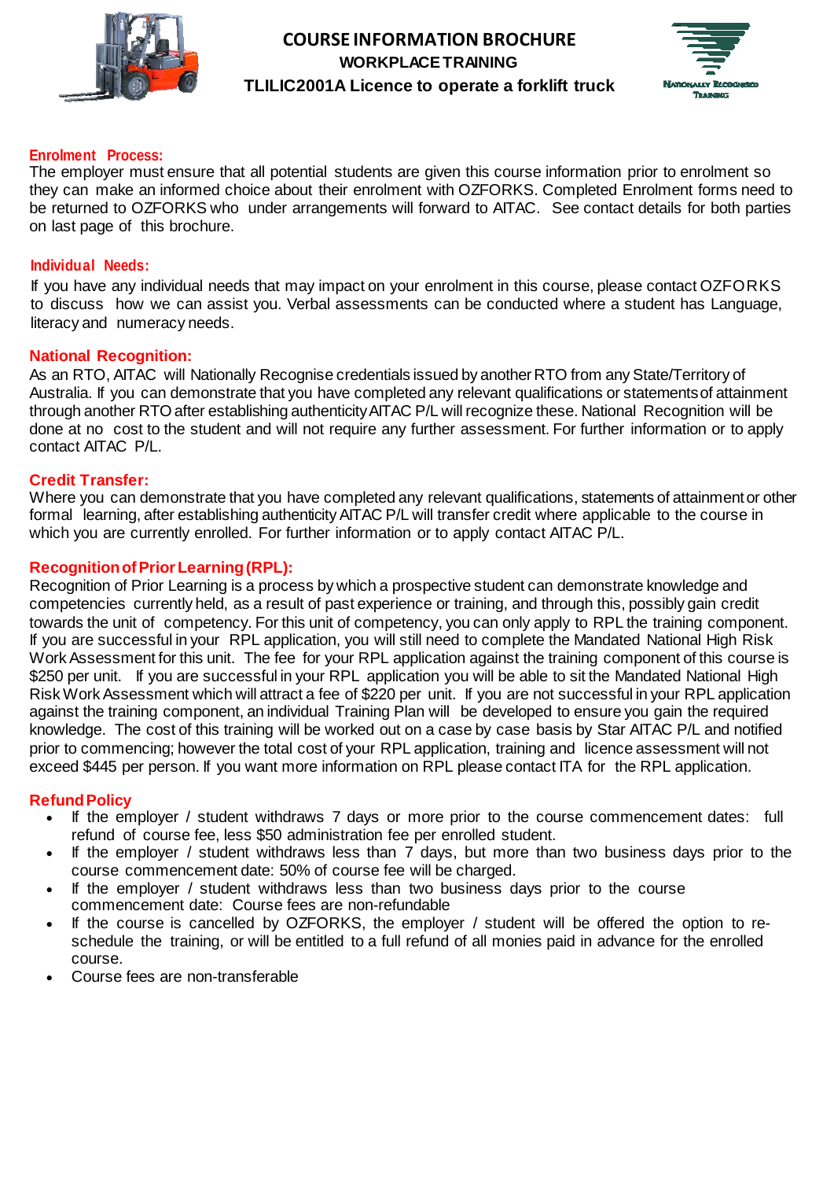# COURSE INFORMATION BROCHURE

## WORKPLACE TRAINING

## TLILIC2001A Licence to operate a forklift truck

**Enrolment Process:**

The employer must ensure that all potential students are given this course information prior to enrolment so they can make an informed choice about their enrolment with OZFORKS. Completed Enrolment forms need to be returned to OZFORKS who under arrangements will forward to AITAC. See contact details for both parties on last page of this brochure.

**Individual Needs:**

If you have any individual needs that may impact on your enrolment in this course, please contact OZFORKS to discuss how we can assist you. Verbal assessments can be conducted where a student has Language, literacy and numeracy needs.

**National Recognition:**

As an RTO, AITAC will Nationally Recognise credentials issued by another RTO from any State/Territory of Australia. If you can demonstrate that you have completed any relevant qualifications or statements of attainment through another RTO after establishing authenticity AITAC P/L will recognize these. National Recognition will be done at no cost to the student and will not require any further assessment. For further information or to apply contact AITAC P/L.

**Credit Transfer:**

Where you can demonstrate that you have completed any relevant qualifications, statements of attainment or other formal learning, after establishing authenticity AITAC P/L will transfer credit where applicable to the course in which you are currently enrolled. For further information or to apply contact AITAC P/L.

**Recognition of Prior Learning (RPL):**

Recognition of Prior Learning is a process by which a prospective student can demonstrate knowledge and competencies currently held, as a result of past experience or training, and through this, possibly gain credit towards the unit of competency. For this unit of competency, you can only apply to RPL the training component. If you are successful in your RPL application, you will still need to complete the Mandated National High Risk Work Assessment for this unit. The fee for your RPL application against the training component of this course is $250 per unit. If you are successful in your RPL application you will be able to sit the Mandated National High Risk Work Assessment which will attract a fee of $220 per unit. If you are not successful in your RPL application against the training component, an individual Training Plan will be developed to ensure you gain the required knowledge. The cost of this training will be worked out on a case by case basis by Star AITAC P/L and notified prior to commencing; however the total cost of your RPL application, training and licence assessment will not exceed $445 per person. If you want more information on RPL please contact ITA for the RPL application.

**Refund Policy**

- If the employer / student withdraws 7 days or more prior to the course commencement dates: full refund of course fee, less $50 administration fee per enrolled student.
- If the employer / student withdraws less than 7 days, but more than two business days prior to the course commencement date: 50% of course fee will be charged.
- If the employer / student withdraws less than two business days prior to the course commencement date: Course fees are non-refundable
- If the course is cancelled by OZFORKS, the employer / student will be offered the option to re-schedule the training, or will be entitled to a full refund of all monies paid in advance for the enrolled course.
- Course fees are non-transferable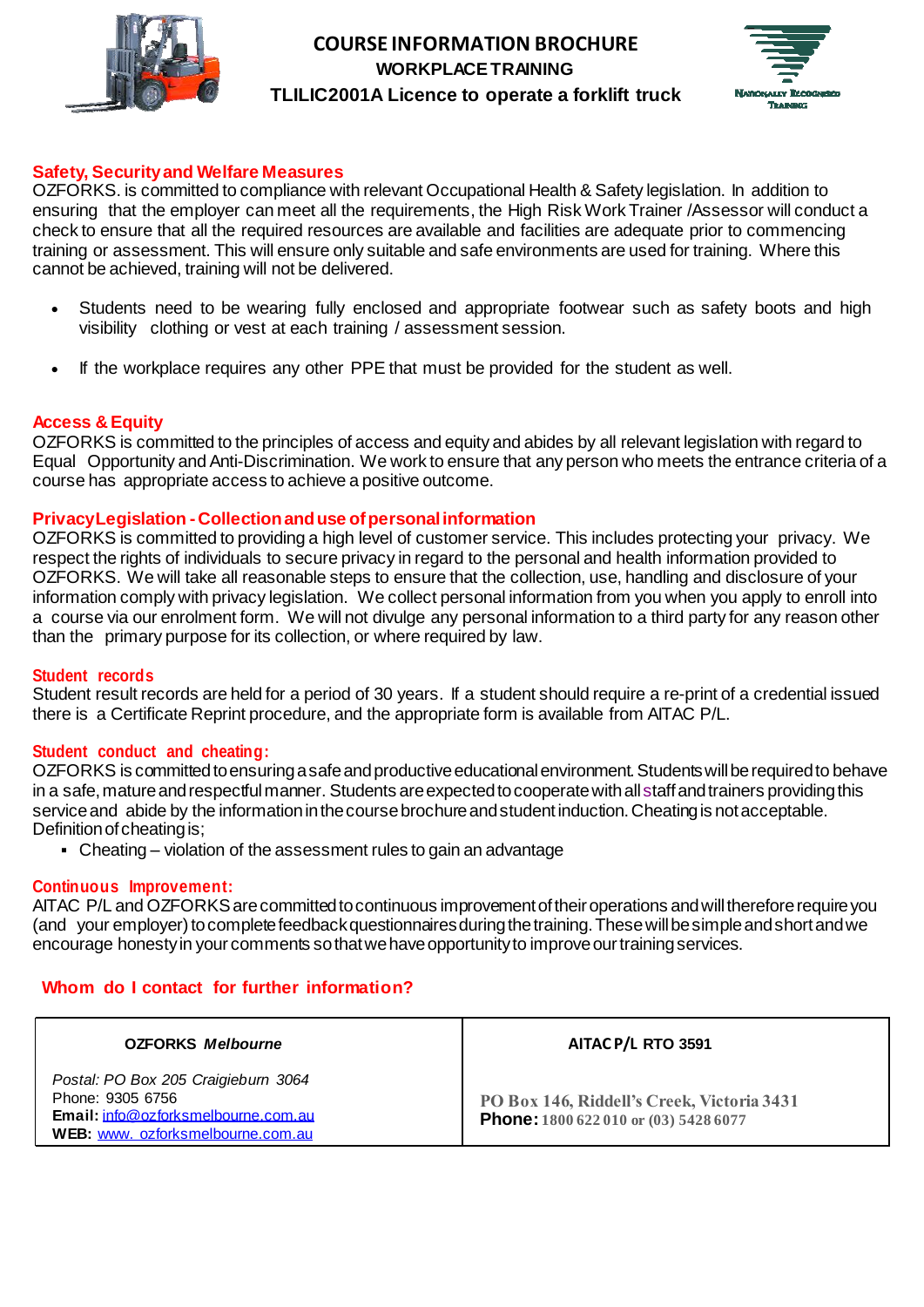# COURSE INFORMATION BROCHURE

## WORKPLACE TRAINING

## TLILIC2001A Licence to operate a forklift truck

Nationally Recognised Training

### Safety, Security and Welfare Measures

OZFORKS. is committed to compliance with relevant Occupational Health & Safety legislation. In addition to ensuring that the employer can meet all the requirements, the High Risk Work Trainer /Assessor will conduct a check to ensure that all the required resources are available and facilities are adequate prior to commencing training or assessment. This will ensure only suitable and safe environments are used for training. Where this cannot be achieved, training will not be delivered.

- Students need to be wearing fully enclosed and appropriate footwear such as safety boots and high visibility clothing or vest at each training / assessment session.
- If the workplace requires any other PPE that must be provided for the student as well.

### Access & Equity

OZFORKS is committed to the principles of access and equity and abides by all relevant legislation with regard to Equal Opportunity and Anti-Discrimination. We work to ensure that any person who meets the entrance criteria of a course has appropriate access to achieve a positive outcome.

### Privacy Legislation - Collection and use of personal information

OZFORKS is committed to providing a high level of customer service. This includes protecting your privacy. We respect the rights of individuals to secure privacy in regard to the personal and health information provided to OZFORKS. We will take all reasonable steps to ensure that the collection, use, handling and disclosure of your information comply with privacy legislation. We collect personal information from you when you apply to enroll into a course via our enrolment form. We will not divulge any personal information to a third party for any reason other than the primary purpose for its collection, or where required by law.

### Student records

Student result records are held for a period of 30 years. If a student should require a re-print of a credential issued there is a Certificate Reprint procedure, and the appropriate form is available from AITAC P/L.

### Student conduct and cheating:

OZFORKS is committed to ensuring a safe and productive educational environment. Students will be required to behave in a safe, mature and respectful manner. Students are expected to cooperate with all staff and trainers providing this service and abide by the information in the course brochure and student induction. Cheating is not acceptable. Definition of cheating is;

- Cheating – violation of the assessment rules to gain an advantage

### Continuous Improvement:

AITAC P/L and OZFORKS are committed to continuous improvement of their operations and will therefore require you (and your employer) to complete feedback questionnaires during the training. These will be simple and short and we encourage honesty in your comments so that we have opportunity to improve our training services.

### Whom do I contact for further information?

| | |
|---|---|
| **OZFORKS** ***Melbourne***<br><br>*Postal: PO Box 205 Craigieburn 3064*<br>Phone: 9305 6756<br>**Email:** info@ozforksmelbourne.com.au<br>**WEB:** www. ozforksmelbourne.com.au | **AITAC P/L RTO 3591**<br><br>PO Box 146, Riddell's Creek, Victoria 3431<br>**Phone:** 1800 622 010 or (03) 5428 6077 |